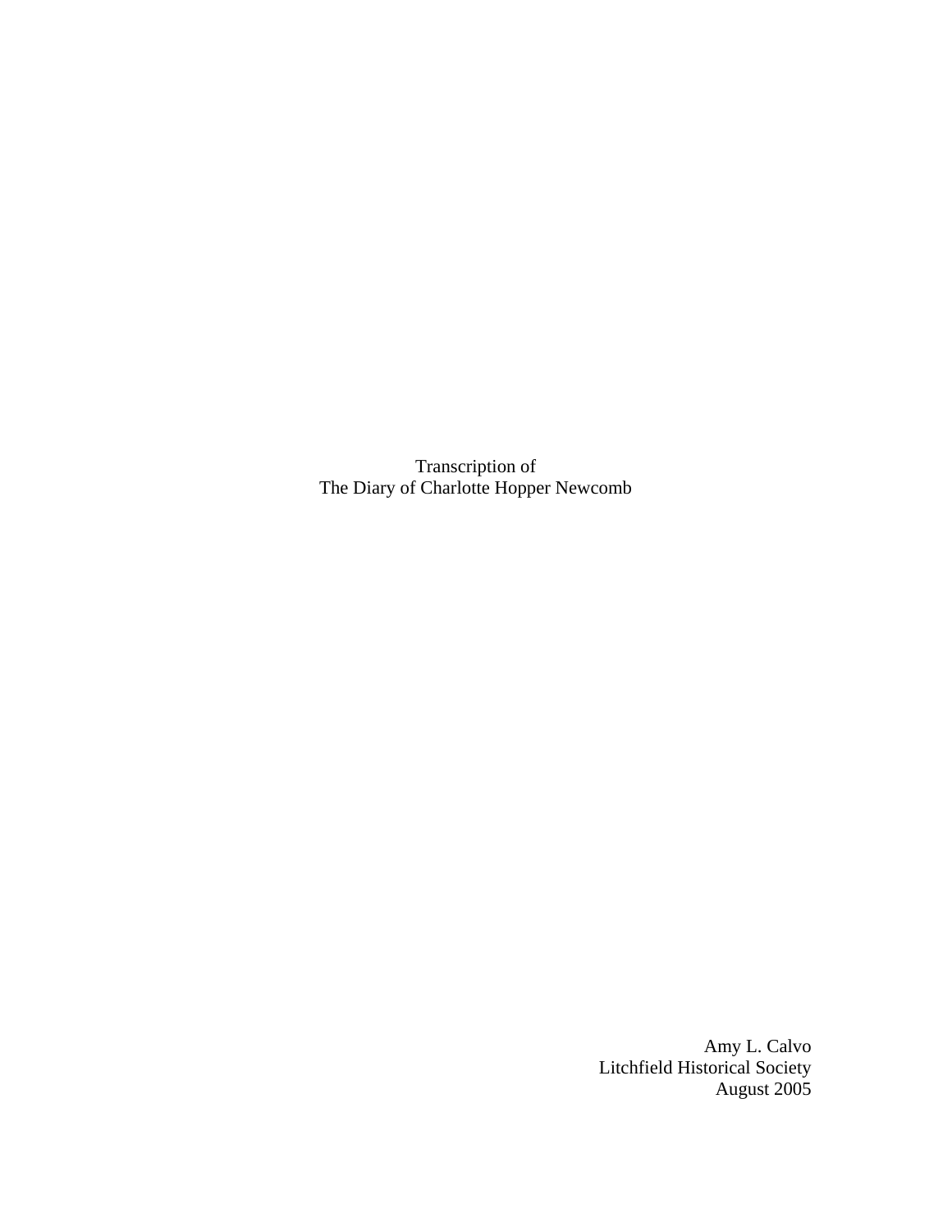Transcription of
The Diary of Charlotte Hopper Newcomb

Amy L. Calvo
Litchfield Historical Society
August 2005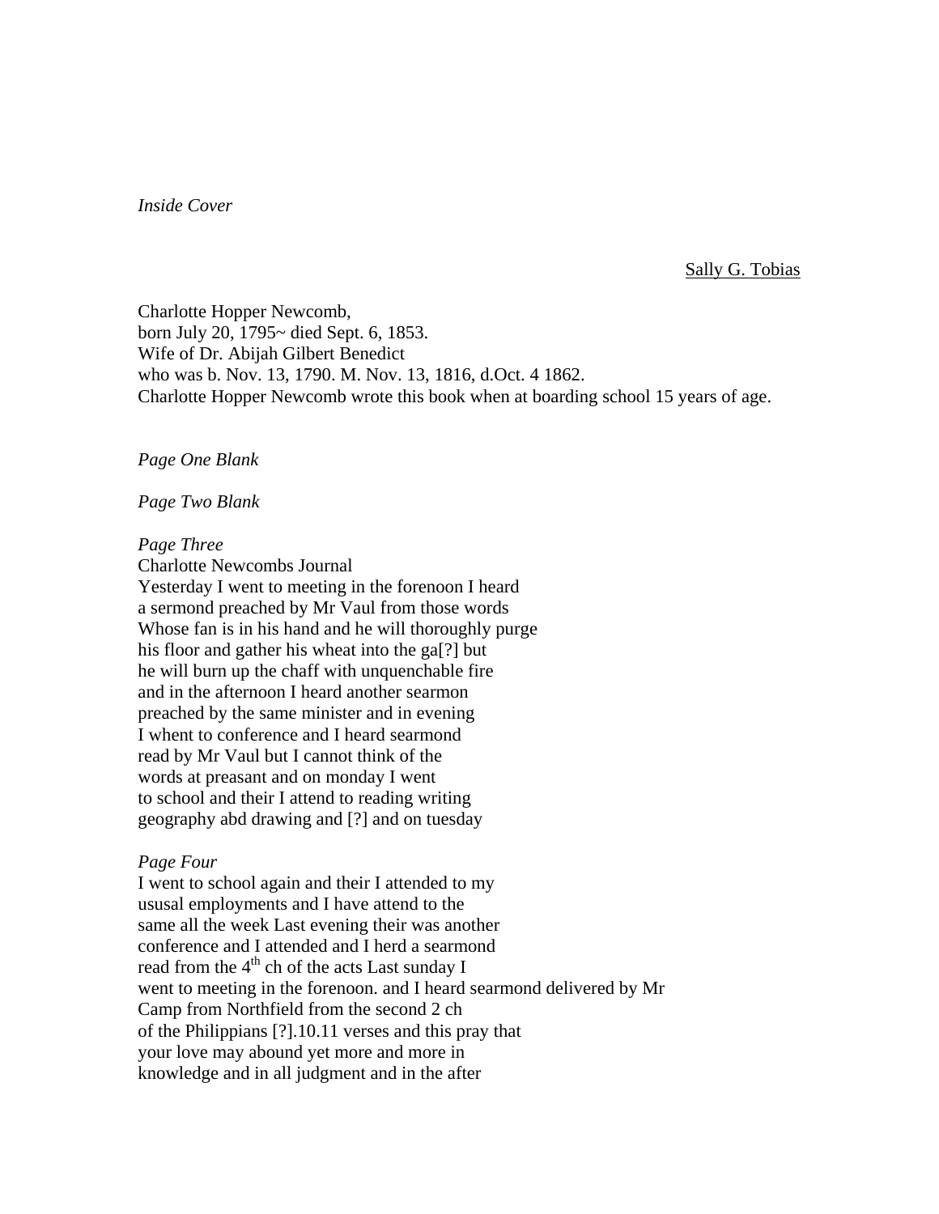*Inside Cover*

Sally G. Tobias

Charlotte Hopper Newcomb,
born July 20, 1795~ died Sept. 6, 1853.
Wife of Dr. Abijah Gilbert Benedict
who was b. Nov. 13, 1790. M. Nov. 13, 1816, d.Oct. 4 1862.
Charlotte Hopper Newcomb wrote this book when at boarding school 15 years of age.

*Page One Blank*

*Page Two Blank*

*Page Three*
Charlotte Newcombs Journal
Yesterday I went to meeting in the forenoon I heard
a sermond preached by Mr Vaul from those words
Whose fan is in his hand and he will thoroughly purge
his floor and gather his wheat into the ga[?] but
he will burn up the chaff with unquenchable fire
and in the afternoon I heard another searmon
preached by the same minister and in evening
I whent to conference and I heard searmond
read by Mr Vaul but I cannot think of the
words at preasant and on monday I went
to school and their I attend to reading writing
geography abd drawing and [?] and on tuesday

*Page Four*
I went to school again and their I attended to my
ususal employments and I have attend to the
same all the week Last evening their was another
conference and I attended and I herd a searmond
read from the 4th ch of the acts Last sunday I
went to meeting in the forenoon. and I heard searmond delivered by Mr
Camp from Northfield from the second 2 ch
of the Philippians [?].10.11 verses and this pray that
your love may abound yet more and more in
knowledge and in all judgment and in the after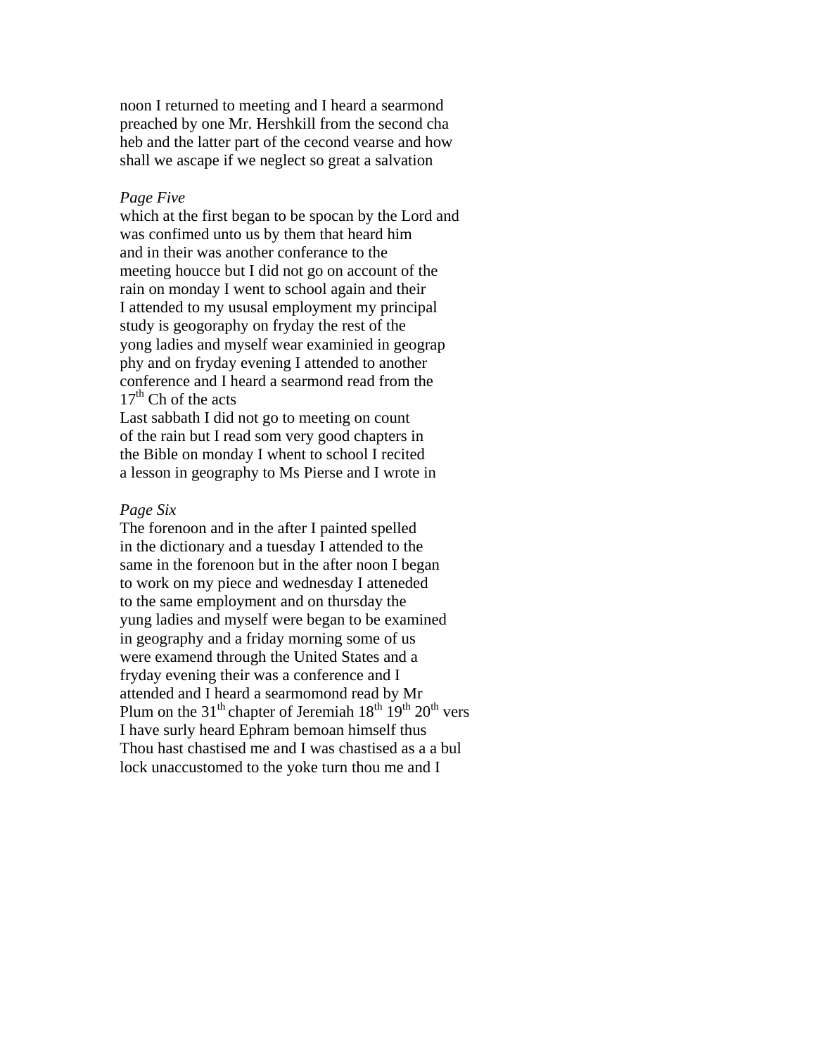noon I returned to meeting and I heard a searmond
preached by one Mr. Hershkill from the second cha
heb and the latter part of the cecond vearse and how
shall we ascape if we neglect so great a salvation

*Page Five*

which at the first began to be spocan by the Lord and
was confimed unto us by them that heard him
and in their was another conferance to the
meeting houcce but I did not go on account of the
rain on monday I went to school again and their
I attended to my ususal employment my principal
study is geogoraphy on fryday the rest of the
yong ladies and myself wear examinied in geograp
phy and on fryday evening I attended to another
conference and I heard a searmond read from the
17th Ch of the acts
Last sabbath I did not go to meeting on count
of the rain but I read som very good chapters in
the Bible on monday I whent to school I recited
a lesson in geography to Ms Pierse and I wrote in

*Page Six*

The forenoon and in the after I painted spelled
in the dictionary and a tuesday I attended to the
same in the forenoon but in the after noon I began
to work on my piece and wednesday I atteneded
to the same employment and on thursday the
yung ladies and myself were began to be examined
in geography and a friday morning some of us
were examend through the United States and a
fryday evening their was a conference and I
attended and I heard a searmomond read by Mr
Plum on the 31th chapter of Jeremiah 18th 19th 20th vers
I have surly heard Ephram bemoan himself thus
Thou hast chastised me and I was chastised as a a bul
lock unaccustomed to the yoke turn thou me and I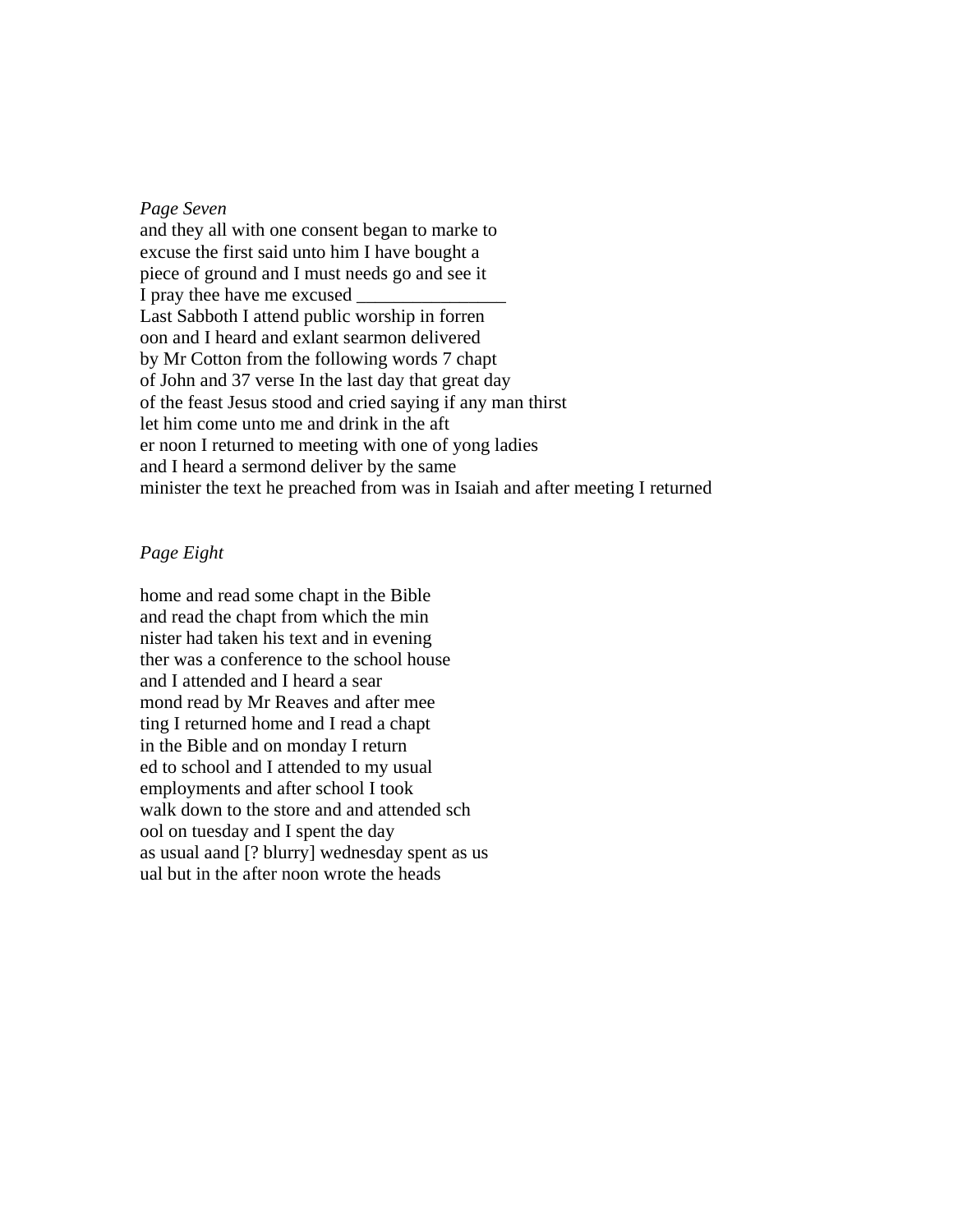*Page Seven*

and they all with one consent began to marke to
excuse the first said unto him I have bought a
piece of ground and I must needs go and see it
I pray thee have me excused ________________
Last Sabboth I attend public worship in forren
oon and I heard and exlant searmon delivered
by Mr Cotton from the following words 7 chapt
of John and 37 verse In the last day that great day
of the feast Jesus stood and cried saying if any man thirst
let him come unto me and drink in the aft
er noon I returned to meeting with one of yong ladies
and I heard a sermond deliver by the same
minister the text he preached from was in Isaiah and after meeting I returned

*Page Eight*

home and read some chapt in the Bible
and read the chapt from which the min
nister had taken his text and in evening
ther was a conference to the school house
and I attended and I heard a sear
mond read by Mr Reaves and after mee
ting I returned home and I read a chapt
in the Bible and on monday I return
ed to school and I attended to my usual
employments and after school I took
walk down to the store and and attended sch
ool on tuesday and I spent the day
as usual aand [? blurry] wednesday spent as us
ual but in the after noon wrote the heads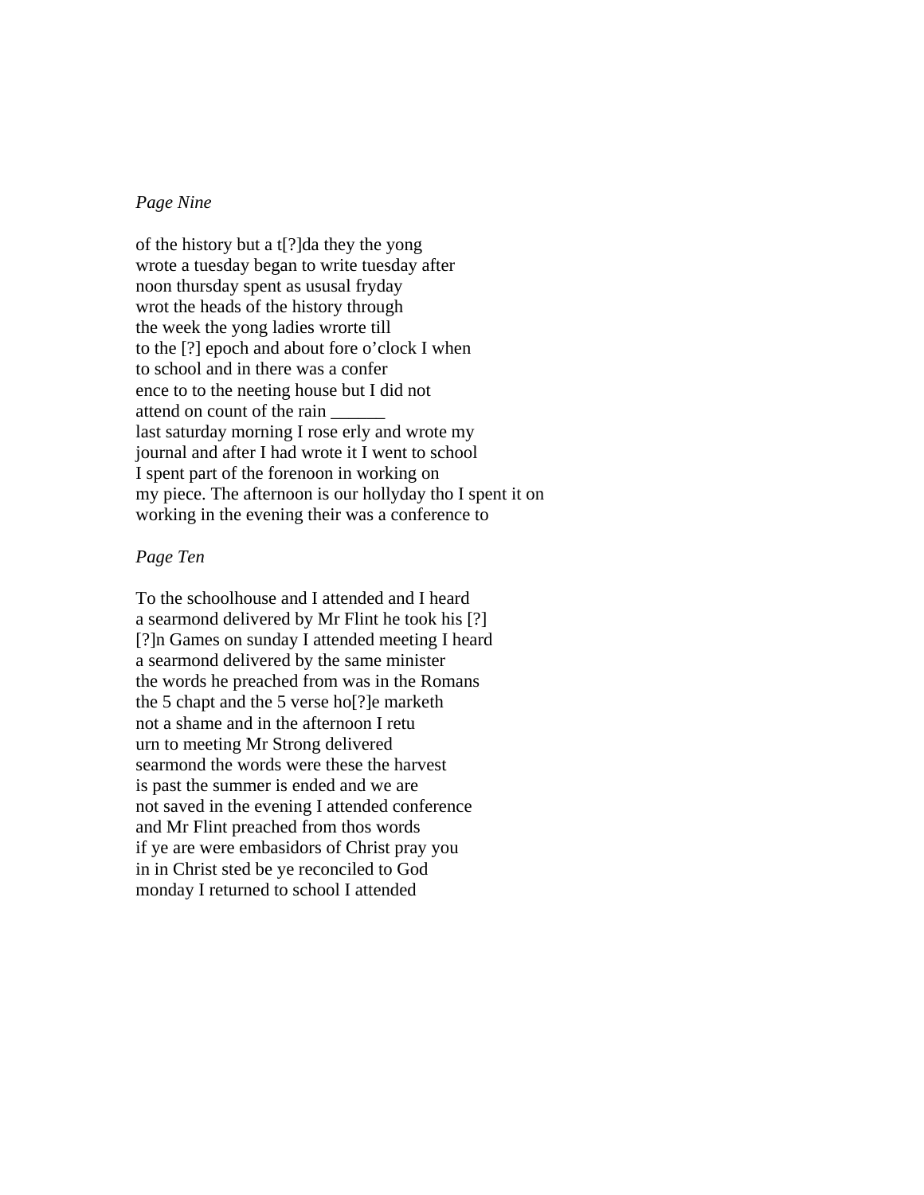*Page Nine*

of the history but a t[?]da they the yong
wrote a tuesday began to write tuesday after
noon thursday spent as ususal fryday
wrot the heads of the history through
the week the yong ladies wrorte till
to the [?] epoch and about fore o'clock I when
to school and in there was a confer
ence to to the neeting house but I did not
attend on count of the rain ______
last saturday morning I rose erly and wrote my
journal and after I had wrote it I went to school
I spent part of the forenoon in working on
my piece. The afternoon is our hollyday tho I spent it on
working in the evening their was a conference to

*Page Ten*

To the schoolhouse and I attended and I heard
a searmond delivered by Mr Flint he took his [?]
[?]n Games on sunday I attended meeting I heard
a searmond delivered by the same minister
the words he preached from was in the Romans
the 5 chapt and the 5 verse ho[?]e marketh
not a shame and in the afternoon I retu
urn to meeting Mr Strong delivered
searmond the words were these the harvest
is past the summer is ended and we are
not saved in the evening I attended conference
and Mr Flint preached from thos words
if ye are were embasidors of Christ pray you
in in Christ sted be ye reconciled to God
monday I returned to school I attended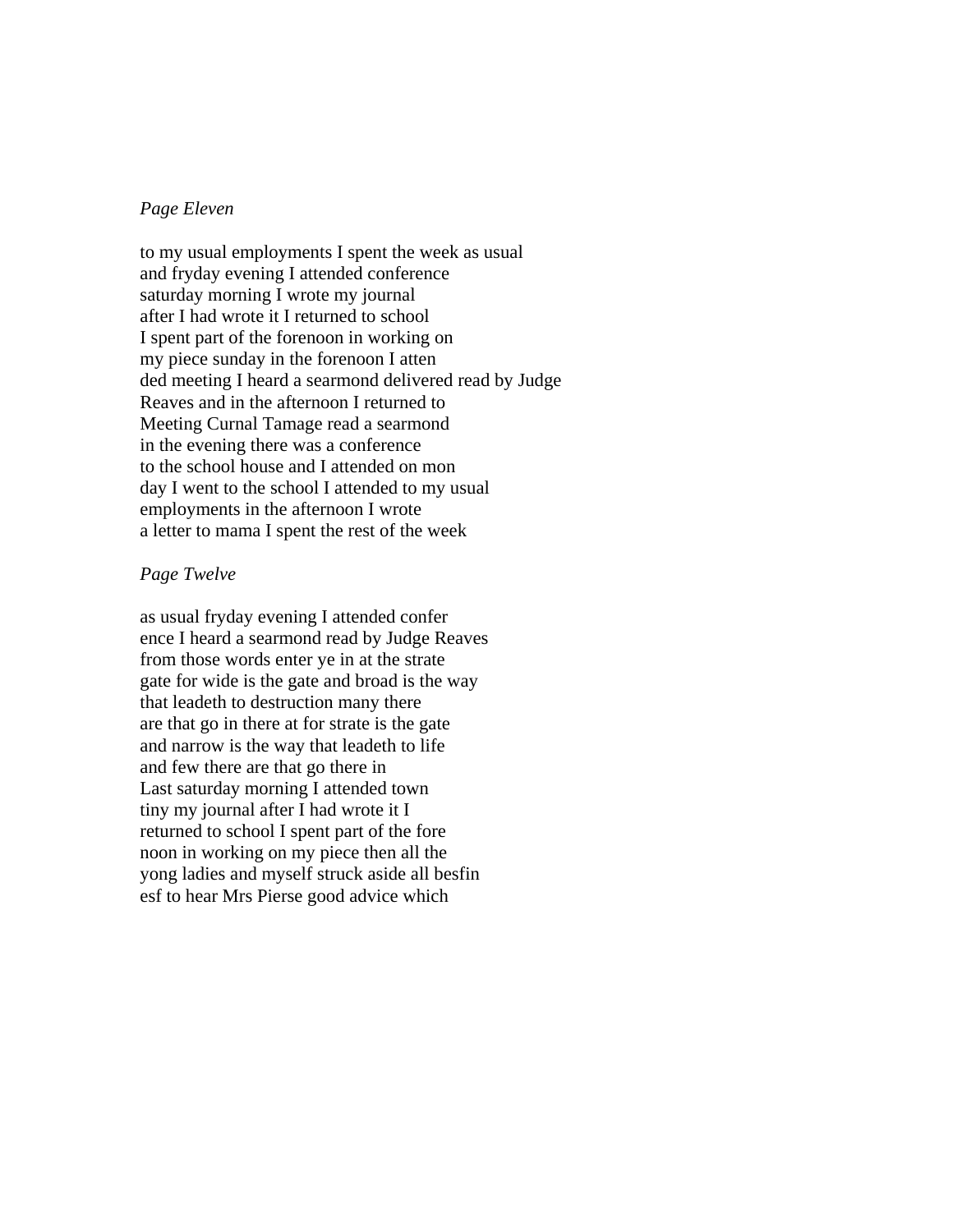*Page Eleven*

to my usual employments I spent the week as usual
and fryday evening I attended conference
saturday morning I wrote my journal
after I had wrote it I returned to school
I spent part of the forenoon in working on
my piece sunday in the forenoon I atten
ded meeting I heard a searmond delivered read by Judge
Reaves and in the afternoon I returned to
Meeting Curnal Tamage read a searmond
in the evening there was a conference
to the school house and I attended on mon
day I went to the school I attended to my usual
employments in the afternoon I wrote
a letter to mama I spent the rest of the week

*Page Twelve*

as usual fryday evening I attended confer
ence I heard a searmond read by Judge Reaves
from those words enter ye in at the strate
gate for wide is the gate and broad is the way
that leadeth to destruction many there
are that go in there at for strate is the gate
and narrow is the way that leadeth to life
and few there are that go there in
Last saturday morning I attended town
tiny my journal after I had wrote it I
returned to school I spent part of the fore
noon in working on my piece then all the
yong ladies and myself struck aside all besfin
esf to hear Mrs Pierse good advice which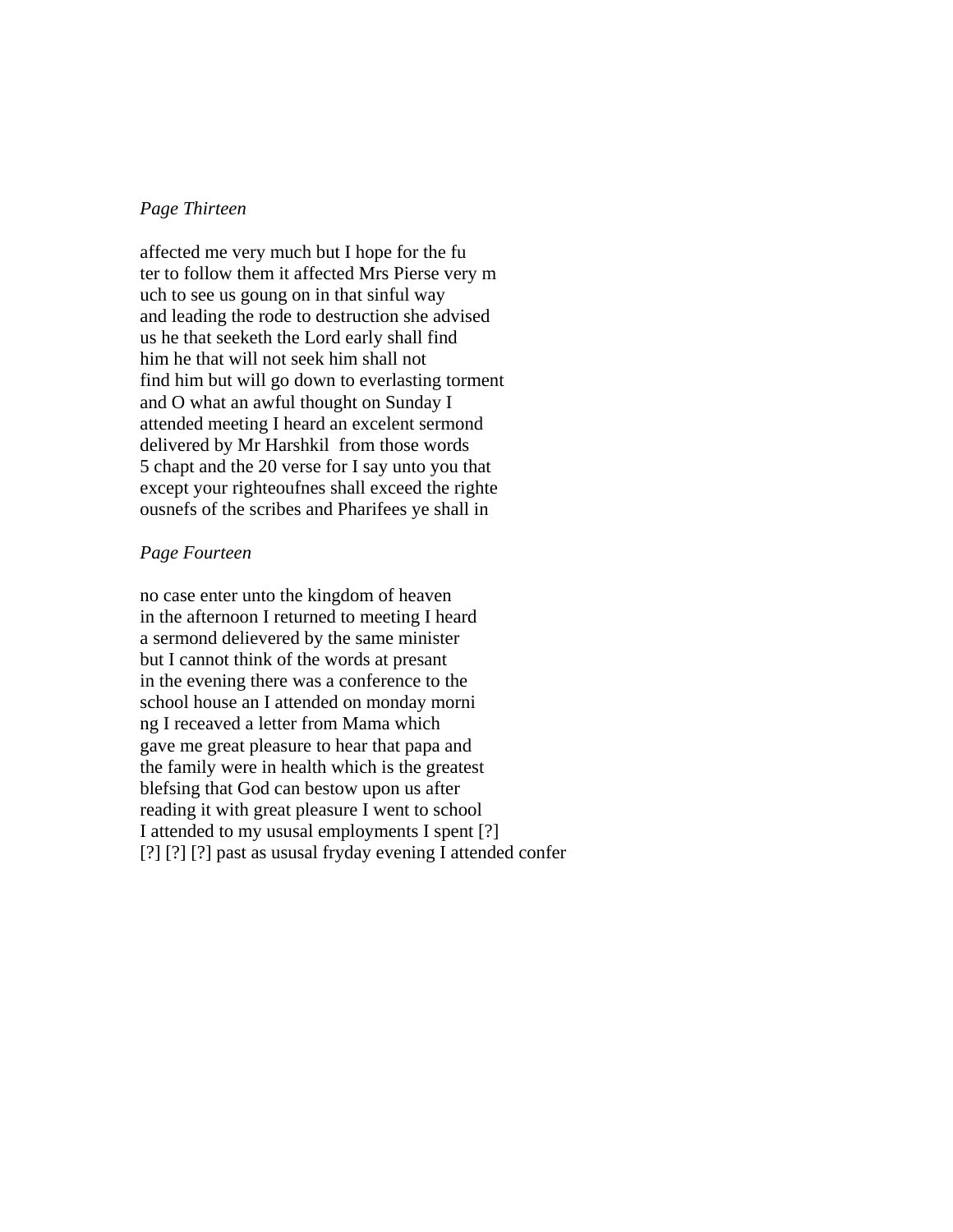*Page Thirteen*

affected me very much but I hope for the fu
ter to follow them it affected Mrs Pierse very m
uch to see us goung on in that sinful way
and leading the rode to destruction she advised
us he that seeketh the Lord early shall find
him he that will not seek him shall not
find him but will go down to everlasting torment
and O what an awful thought on Sunday I
attended meeting I heard an excelent sermond
delivered by Mr Harshkil  from those words
5 chapt and the 20 verse for I say unto you that
except your righteoufnes shall exceed the righte
ousnefs of the scribes and Pharifees ye shall in

*Page Fourteen*

no case enter unto the kingdom of heaven
in the afternoon I returned to meeting I heard
a sermond delievered by the same minister
but I cannot think of the words at presant
in the evening there was a conference to the
school house an I attended on monday morni
ng I receaved a letter from Mama which
gave me great pleasure to hear that papa and
the family were in health which is the greatest
blefsing that God can bestow upon us after
reading it with great pleasure I went to school
I attended to my ususal employments I spent [?]
[?] [?] [?] past as ususal fryday evening I attended confer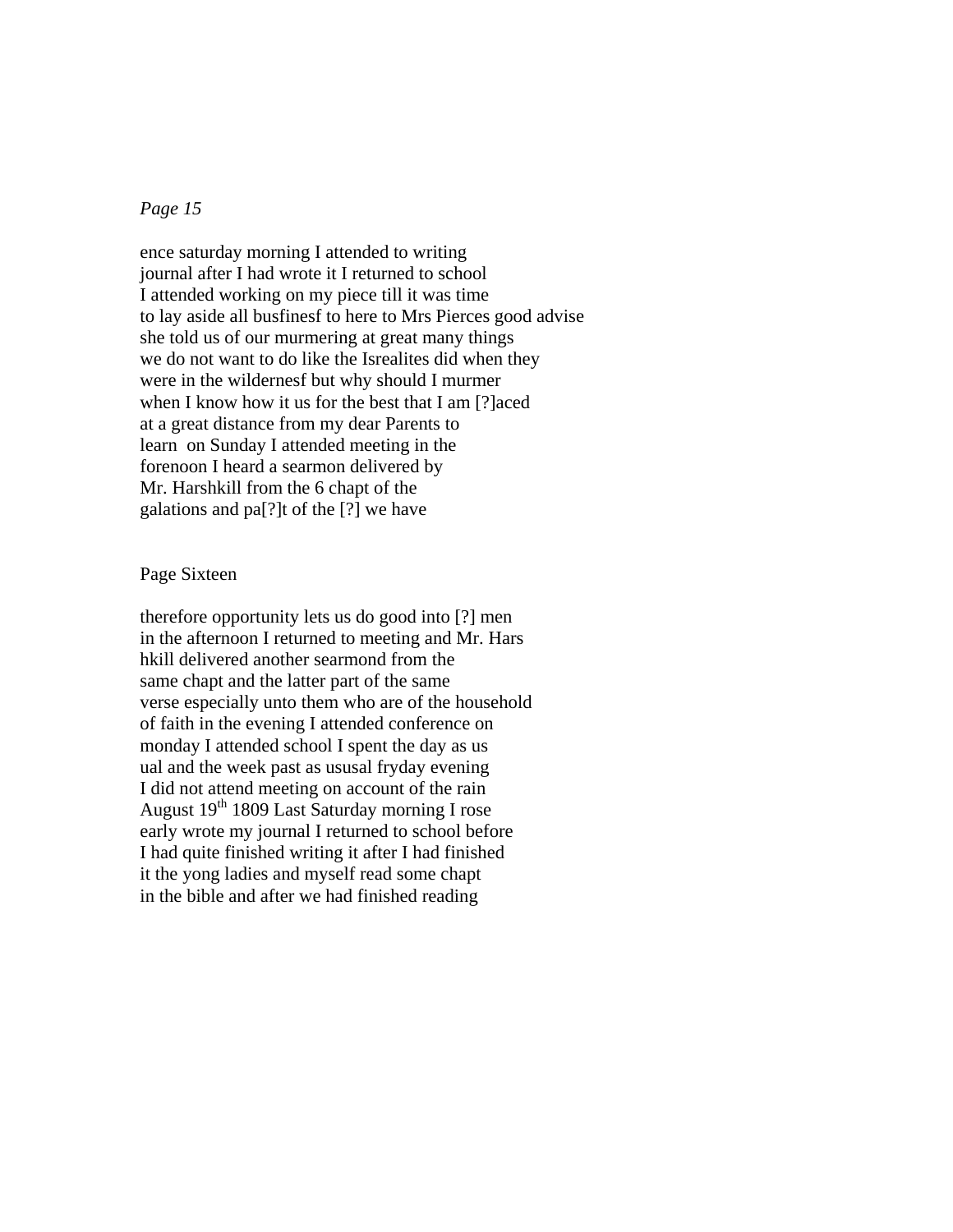*Page 15*

ence saturday morning I attended to writing
journal after I had wrote it I returned to school
I attended working on my piece till it was time
to lay aside all busfinesf to here to Mrs Pierces good advise
she told us of our murmering at great many things
we do not want to do like the Isrealites did when they
were in the wildernesf but why should I murmer
when I know how it us for the best that I am [?]aced
at a great distance from my dear Parents to
learn on Sunday I attended meeting in the
forenoon I heard a searmon delivered by
Mr. Harshkill from the 6 chapt of the
galations and pa[?]t of the [?] we have

Page Sixteen

therefore opportunity lets us do good into [?] men
in the afternoon I returned to meeting and Mr. Hars
hkill delivered another searmond from the
same chapt and the latter part of the same
verse especially unto them who are of the household
of faith in the evening I attended conference on
monday I attended school I spent the day as us
ual and the week past as ususal fryday evening
I did not attend meeting on account of the rain
August 19th 1809 Last Saturday morning I rose
early wrote my journal I returned to school before
I had quite finished writing it after I had finished
it the yong ladies and myself read some chapt
in the bible and after we had finished reading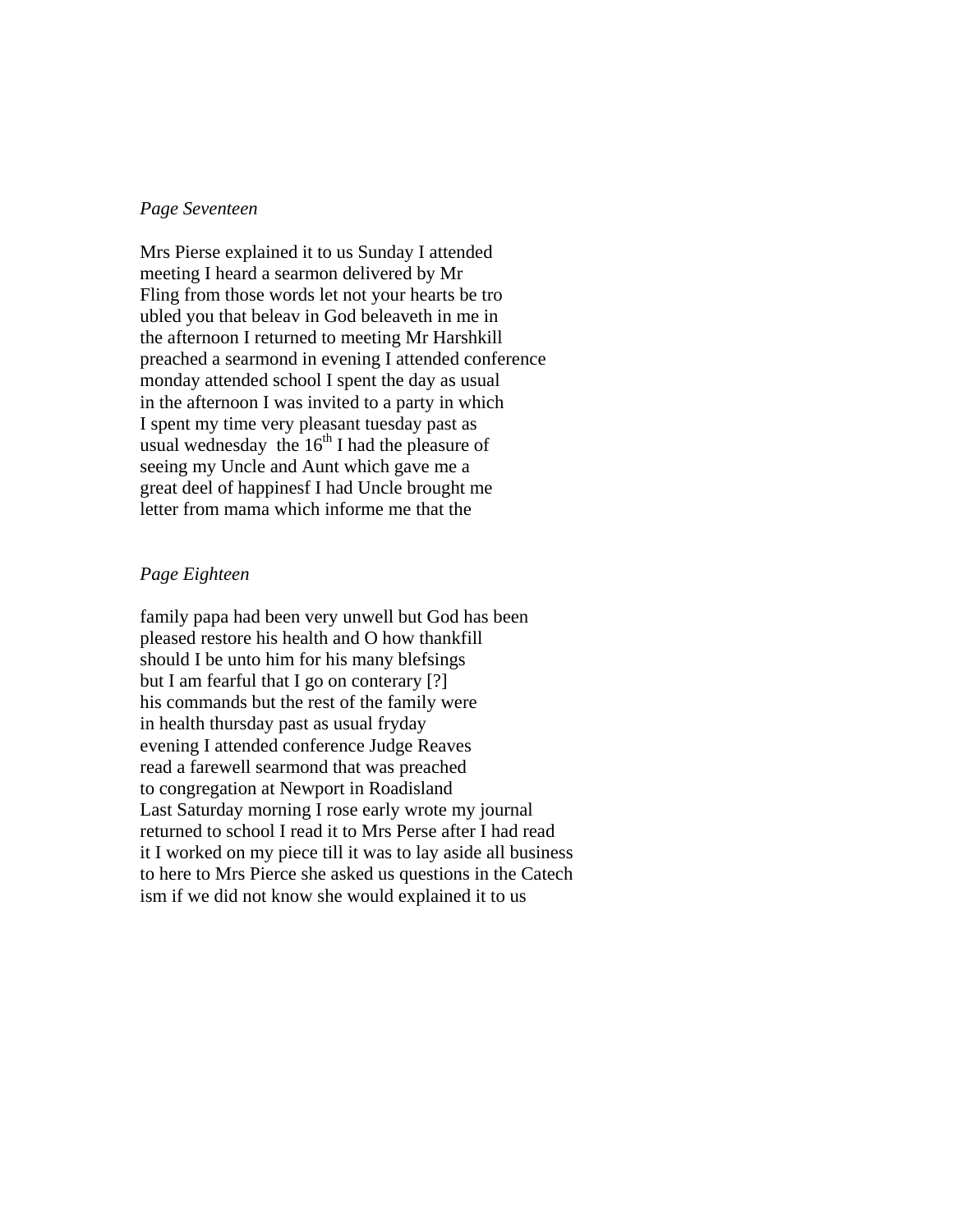*Page Seventeen*

Mrs Pierse explained it to us Sunday I attended
meeting I heard a searmon delivered by Mr
Fling from those words let not your hearts be tro
ubled you that beleav in God beleaveth in me in
the afternoon I returned to meeting Mr Harshkill
preached a searmond in evening I attended conference
monday attended school I spent the day as usual
in the afternoon I was invited to a party in which
I spent my time very pleasant tuesday past as
usual wednesday the 16th I had the pleasure of
seeing my Uncle and Aunt which gave me a
great deel of happinesf I had Uncle brought me
letter from mama which informe me that the

*Page Eighteen*

family papa had been very unwell but God has been
pleased restore his health and O how thankfill
should I be unto him for his many blefsings
but I am fearful that I go on conterary [?]
his commands but the rest of the family were
in health thursday past as usual fryday
evening I attended conference Judge Reaves
read a farewell searmond that was preached
to congregation at Newport in Roadisland
Last Saturday morning I rose early wrote my journal
returned to school I read it to Mrs Perse after I had read
it I worked on my piece till it was to lay aside all business
to here to Mrs Pierce she asked us questions in the Catech
ism if we did not know she would explained it to us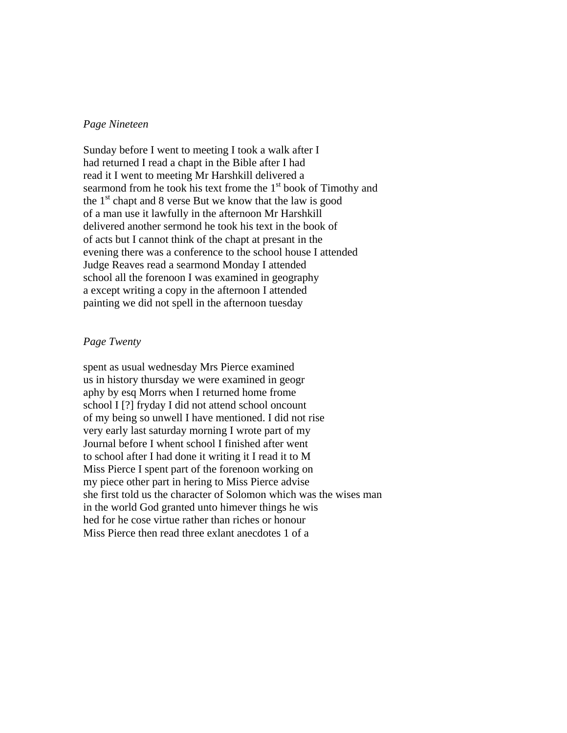*Page Nineteen*

Sunday before I went to meeting I took a walk after I
had returned I read a chapt in the Bible after I had
read it I went to meeting Mr Harshkill delivered a
searmond from he took his text frome the 1st book of Timothy and
the 1st chapt and 8 verse But we know that the law is good
of a man use it lawfully in the afternoon Mr Harshkill
delivered another sermond he took his text in the book of
of acts but I cannot think of the chapt at presant in the
evening there was a conference to the school house I attended
Judge Reaves read a searmond Monday I attended
school all the forenoon I was examined in geography
a except writing a copy in the afternoon I attended
painting we did not spell in the afternoon tuesday

*Page Twenty*

spent as usual wednesday Mrs Pierce examined
us in history thursday we were examined in geogr
aphy by esq Morrs when I returned home frome
school I [?] fryday I did not attend school oncount
of my being so unwell I have mentioned. I did not rise
very early last saturday morning I wrote part of my
Journal before I whent school I finished after went
to school after I had done it writing it I read it to M
Miss Pierce I spent part of the forenoon working on
my piece other part in hering to Miss Pierce advise
she first told us the character of Solomon which was the wises man
in the world God granted unto himever things he wis
hed for he cose virtue rather than riches or honour
Miss Pierce then read three exlant anecdotes 1 of a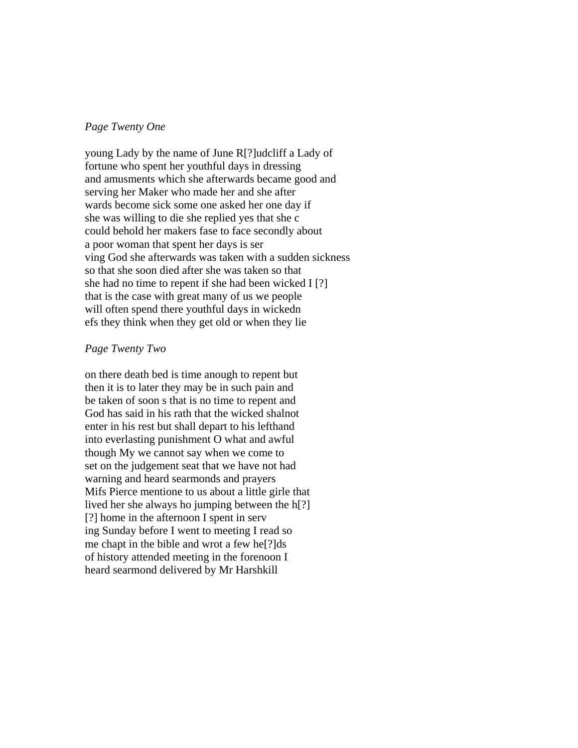*Page Twenty One*

young Lady by the name of June R[?]udcliff a Lady of
fortune who spent her youthful days in dressing
and amusments which she afterwards became good and
serving her Maker who made her and she after
wards become sick some one asked her one day if
she was willing to die she replied yes that she c
could behold her makers fase to face secondly about
a poor woman that spent her days is ser
ving God she afterwards was taken with a sudden sickness
so that she soon died after she was taken so that
she had no time to repent if she had been wicked I [?]
that is the case with great many of us we people
will often spend there youthful days in wickedn
efs they think when they get old or when they lie

*Page Twenty Two*

on there death bed is time anough to repent but
then it is to later they may be in such pain and
be taken of soon s that is no time to repent and
God has said in his rath that the wicked shalnot
enter in his rest but shall depart to his lefthand
into everlasting punishment O what and awful
though My we cannot say when we come to
set on the judgement seat that we have not had
warning and heard searmonds and prayers
Mifs Pierce mentione to us about a little girle that
lived her she always ho jumping between the h[?]
[?] home in the afternoon I spent in serv
ing Sunday before I went to meeting I read so
me chapt in the bible and wrot a few he[?]ds
of history attended meeting in the forenoon I
heard searmond delivered by Mr Harshkill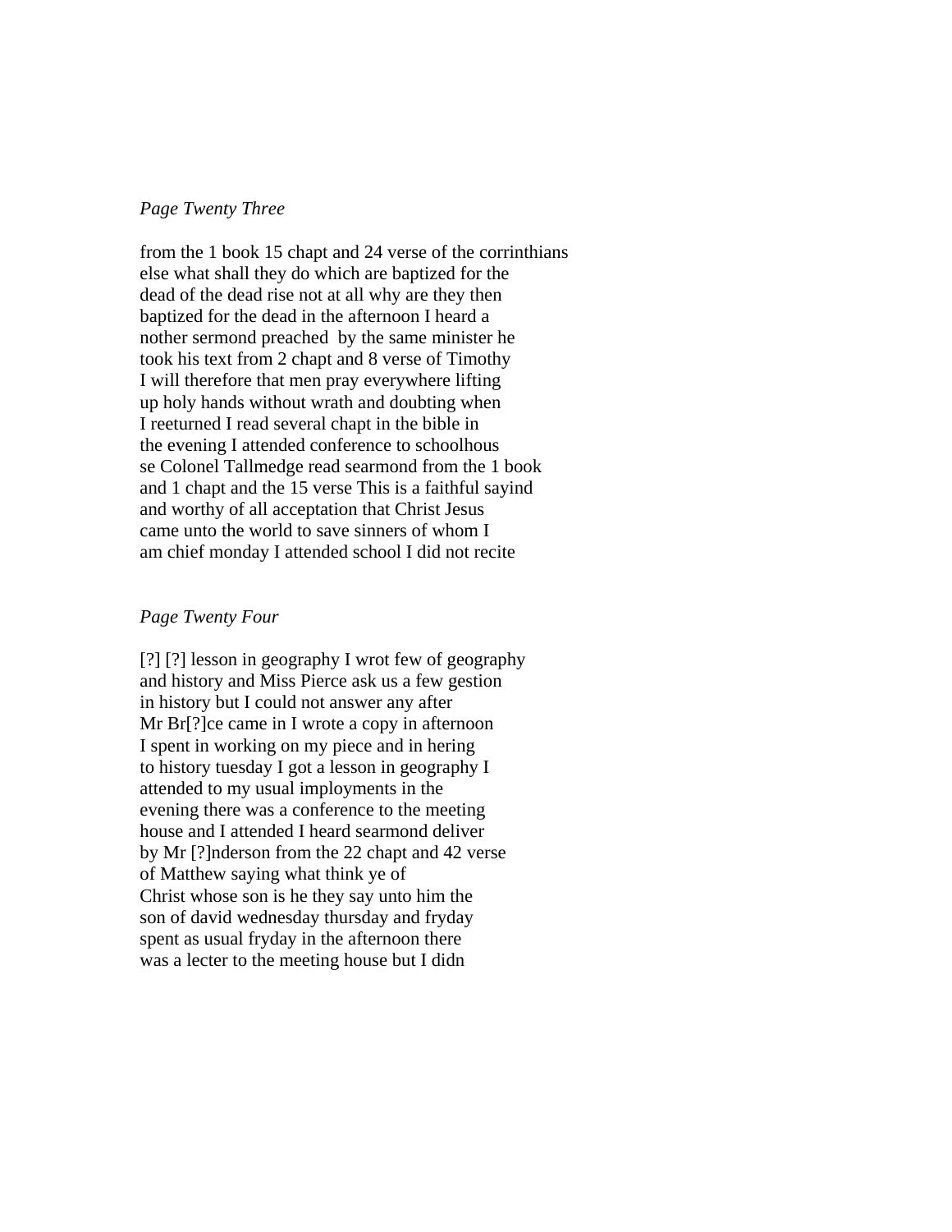*Page Twenty Three*

from the 1 book 15 chapt and 24 verse of the corrinthians
else what shall they do which are baptized for the
dead of the dead rise not at all why are they then
baptized for the dead in the afternoon I heard a
nother sermond preached by the same minister he
took his text from 2 chapt and 8 verse of Timothy
I will therefore that men pray everywhere lifting
up holy hands without wrath and doubting when
I reeturned I read several chapt in the bible in
the evening I attended conference to schoolhous
se Colonel Tallmedge read searmond from the 1 book
and 1 chapt and the 15 verse This is a faithful sayind
and worthy of all acceptation that Christ Jesus
came unto the world to save sinners of whom I
am chief monday I attended school I did not recite

*Page Twenty Four*

[?] [?] lesson in geography I wrot few of geography
and history and Miss Pierce ask us a few gestion
in history but I could not answer any after
Mr Br[?]ce came in I wrote a copy in afternoon
I spent in working on my piece and in hering
to history tuesday I got a lesson in geography I
attended to my usual imployments in the
evening there was a conference to the meeting
house and I attended I heard searmond deliver
by Mr [?]nderson from the 22 chapt and 42 verse
of Matthew saying what think ye of
Christ whose son is he they say unto him the
son of david wednesday thursday and fryday
spent as usual fryday in the afternoon there
was a lecter to the meeting house but I didn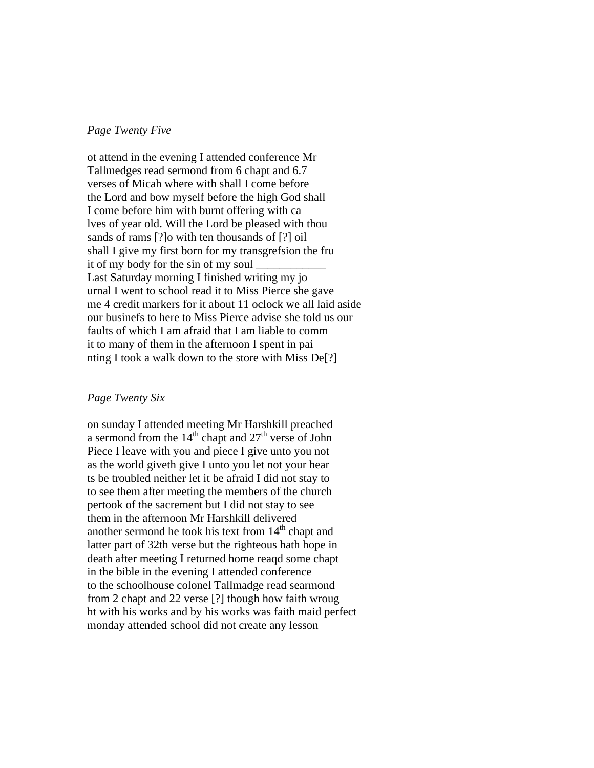*Page Twenty Five*

ot attend in the evening I attended conference Mr
Tallmedges read sermond from 6 chapt and 6.7
verses of Micah where with shall I come before
the Lord and bow myself before the high God shall
I come before him with burnt offering with ca
lves of year old. Will the Lord be pleased with thou
sands of rams [?]o with ten thousands of [?] oil
shall I give my first born for my transgrefsion the fru
it of my body for the sin of my soul ____________
Last Saturday morning I finished writing my jo
urnal I went to school read it to Miss Pierce she gave
me 4 credit markers for it about 11 oclock we all laid aside
our businefs to here to Miss Pierce advise she told us our
faults of which I am afraid that I am liable to comm
it to many of them in the afternoon I spent in pai
nting I took a walk down to the store with Miss De[?]

*Page Twenty Six*

on sunday I attended meeting Mr Harshkill preached
a sermond from the 14th chapt and 27th verse of John
Piece I leave with you and piece I give unto you not
as the world giveth give I unto you let not your hear
ts be troubled neither let it be afraid I did not stay to
to see them after meeting the members of the church
pertook of the sacrement but I did not stay to see
them in the afternoon Mr Harshkill delivered
another sermond he took his text from 14th chapt and
latter part of 32th verse but the righteous hath hope in
death after meeting I returned home reaqd some chapt
in the bible in the evening I attended conference
to the schoolhouse colonel Tallmadge read searmond
from 2 chapt and 22 verse [?] though how faith wroug
ht with his works and by his works was faith maid perfect
monday attended school did not create any lesson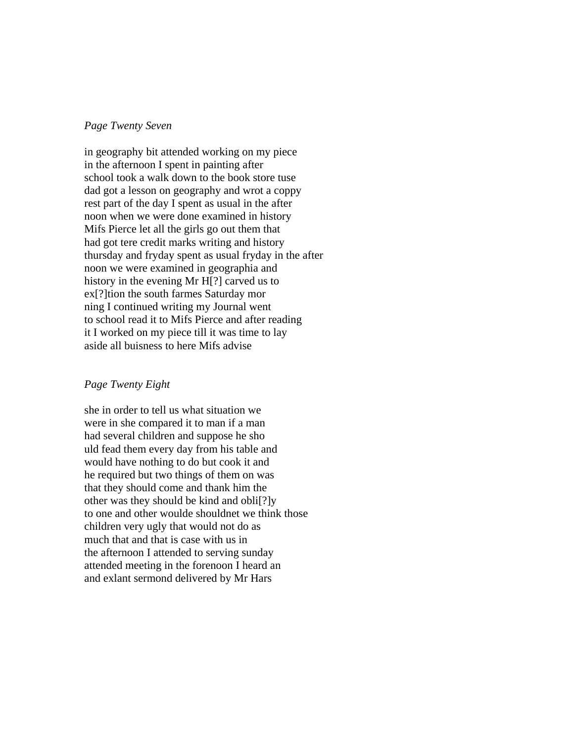*Page Twenty Seven*

in geography bit attended working on my piece
in the afternoon I spent in painting after
school took a walk down to the book store tuse
dad got a lesson on geography and wrot a coppy
rest part of the day I spent as usual in the after
noon when we were done examined in history
Mifs Pierce let all the girls go out them that
had got tere credit marks writing and history
thursday and fryday spent as usual fryday in the after
noon we were examined in geographia and
history in the evening Mr H[?] carved us to
ex[?]tion the south farmes Saturday mor
ning I continued writing my Journal went
to school read it to Mifs Pierce and after reading
it I worked on my piece till it was time to lay
aside all buisness to here Mifs advise

*Page Twenty Eight*

she in order to tell us what situation we
were in she compared it to man if a man
had several children and suppose he sho
uld fead them every day from his table and
would have nothing to do but cook it and
he required but two things of them on was
that they should come and thank him the
other was they should be kind and obli[?]y
to one and other woulde shouldnet we think those
children very ugly that would not do as
much that and that is case with us in
the afternoon I attended to serving sunday
attended meeting in the forenoon I heard an
and exlant sermond delivered by Mr Hars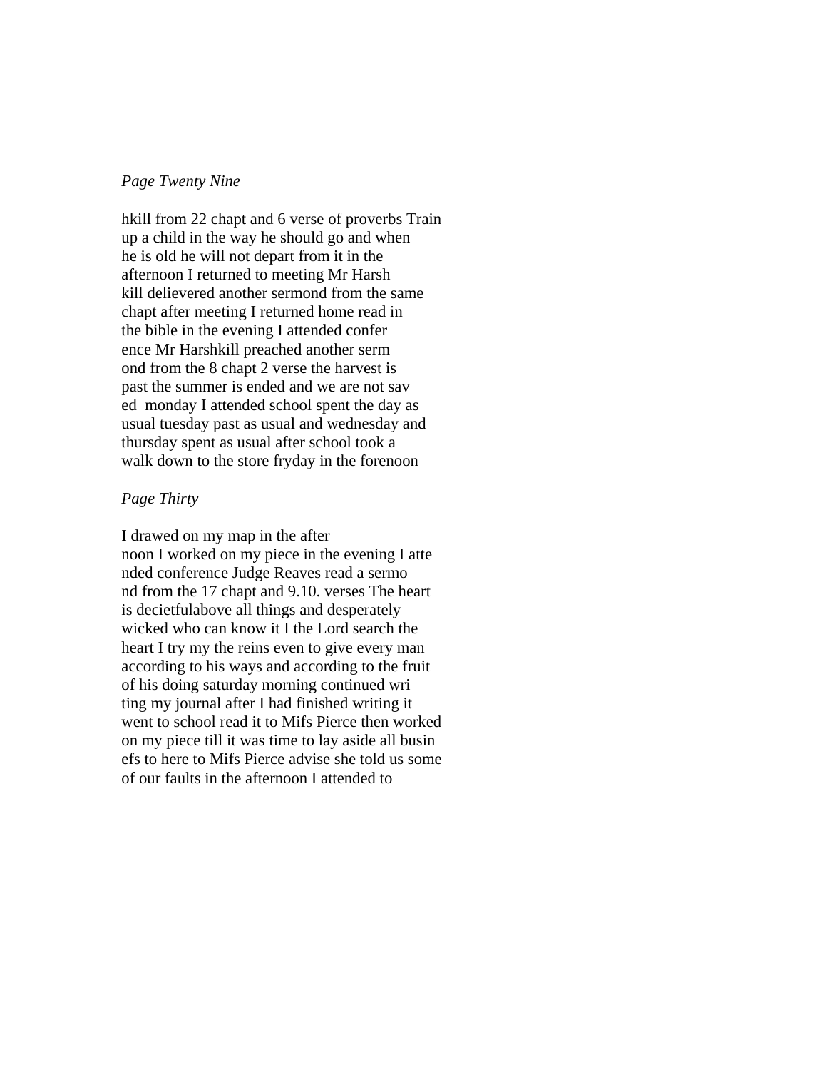*Page Twenty Nine*

hkill from 22 chapt and 6 verse of proverbs Train
up a child in the way he should go and when
he is old he will not depart from it in the
afternoon I returned to meeting Mr Harsh
kill delievered another sermond from the same
chapt after meeting I returned home read in
the bible in the evening I attended confer
ence Mr Harshkill preached another serm
ond from the 8 chapt 2 verse the harvest is
past the summer is ended and we are not sav
ed monday I attended school spent the day as
usual tuesday past as usual and wednesday and
thursday spent as usual after school took a
walk down to the store fryday in the forenoon

*Page Thirty*

I drawed on my map in the after
noon I worked on my piece in the evening I atte
nded conference Judge Reaves read a sermo
nd from the 17 chapt and 9.10. verses The heart
is decietfulabove all things and desperately
wicked who can know it I the Lord search the
heart I try my the reins even to give every man
according to his ways and according to the fruit
of his doing saturday morning continued wri
ting my journal after I had finished writing it
went to school read it to Mifs Pierce then worked
on my piece till it was time to lay aside all busin
efs to here to Mifs Pierce advise she told us some
of our faults in the afternoon I attended to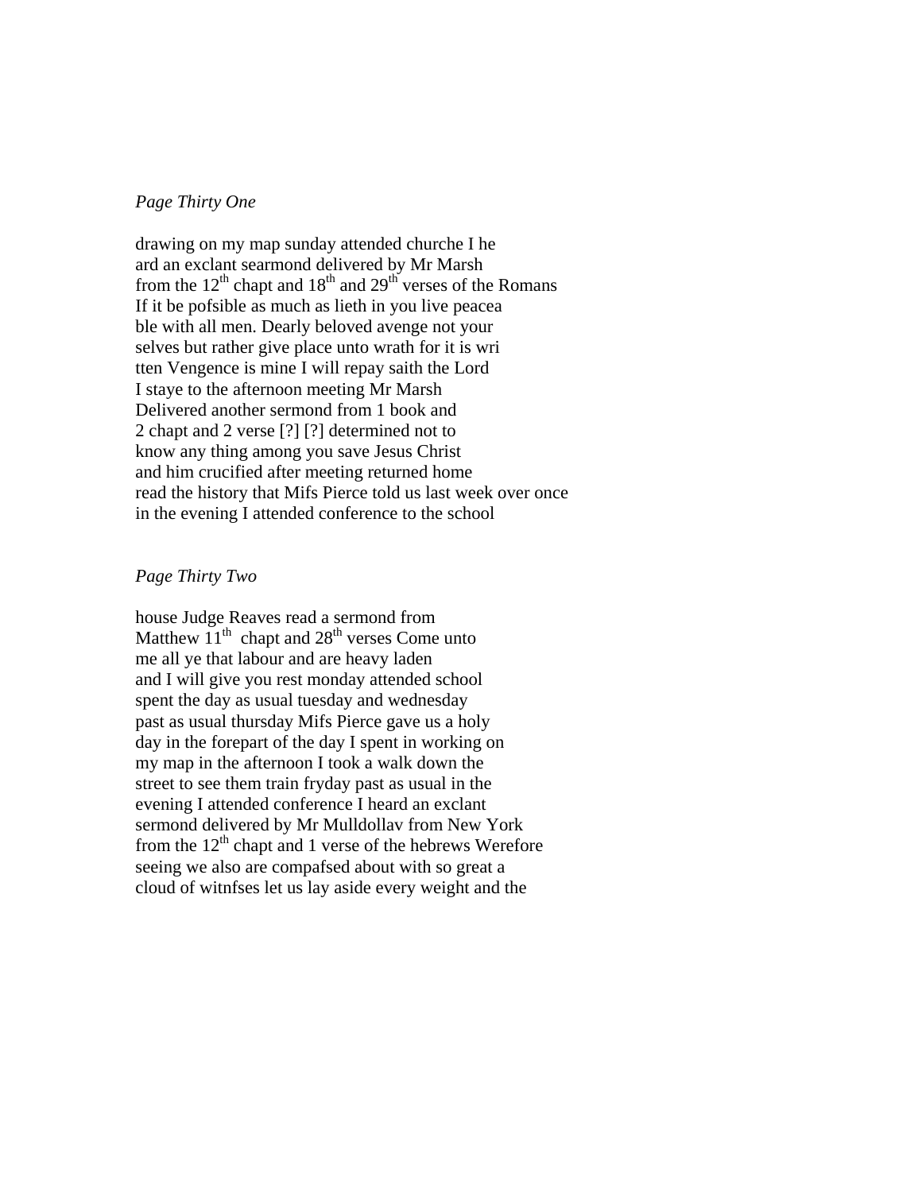*Page Thirty One*

drawing on my map sunday attended churche I he
ard an exclant searmond delivered by Mr Marsh
from the 12th chapt and 18th and 29th verses of the Romans
If it be pofsible as much as lieth in you live peacea
ble with all men. Dearly beloved avenge not your
selves but rather give place unto wrath for it is wri
tten Vengence is mine I will repay saith the Lord
I staye to the afternoon meeting Mr Marsh
Delivered another sermond from 1 book and
2 chapt and 2 verse [?] [?] determined not to
know any thing among you save Jesus Christ
and him crucified after meeting returned home
read the history that Mifs Pierce told us last week over once
in the evening I attended conference to the school

*Page Thirty Two*

house Judge Reaves read a sermond from
Matthew 11th chapt and 28th verses Come unto
me all ye that labour and are heavy laden
and I will give you rest monday attended school
spent the day as usual tuesday and wednesday
past as usual thursday Mifs Pierce gave us a holy
day in the forepart of the day I spent in working on
my map in the afternoon I took a walk down the
street to see them train fryday past as usual in the
evening I attended conference I heard an exclant
sermond delivered by Mr Mulldollav from New York
from the 12th chapt and 1 verse of the hebrews Werefore
seeing we also are compafsed about with so great a
cloud of witnfses let us lay aside every weight and the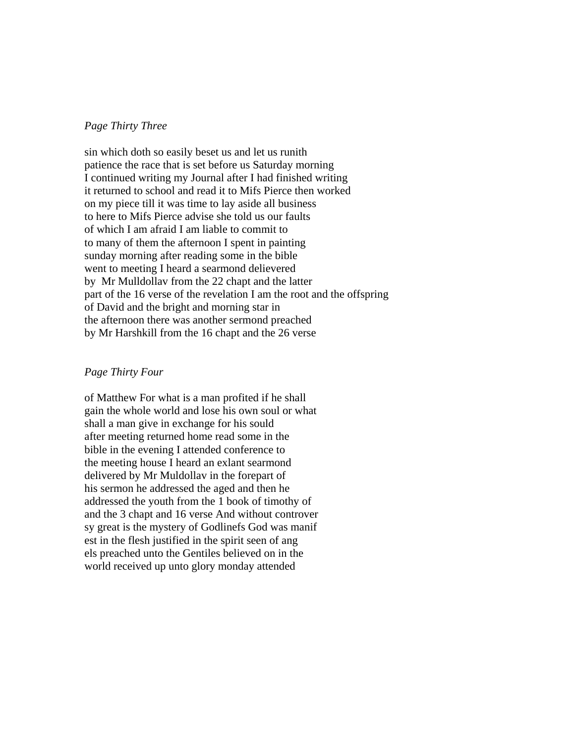*Page Thirty Three*

sin which doth so easily beset us and let us runith
patience the race that is set before us Saturday morning
I continued writing my Journal after I had finished writing
it returned to school and read it to Mifs Pierce then worked
on my piece till it was time to lay aside all business
to here to Mifs Pierce advise she told us our faults
of which I am afraid I am liable to commit to
to many of them the afternoon I spent in painting
sunday morning after reading some in the bible
went to meeting I heard a searmond delievered
by Mr Mulldollav from the 22 chapt and the latter
part of the 16 verse of the revelation I am the root and the offspring
of David and the bright and morning star in
the afternoon there was another sermond preached
by Mr Harshkill from the 16 chapt and the 26 verse

*Page Thirty Four*

of Matthew For what is a man profited if he shall
gain the whole world and lose his own soul or what
shall a man give in exchange for his sould
after meeting returned home read some in the
bible in the evening I attended conference to
the meeting house I heard an exlant searmond
delivered by Mr Muldollav in the forepart of
his sermon he addressed the aged and then he
addressed the youth from the 1 book of timothy of
and the 3 chapt and 16 verse And without controver
sy great is the mystery of Godlinefs God was manif
est in the flesh justified in the spirit seen of ang
els preached unto the Gentiles believed on in the
world received up unto glory monday attended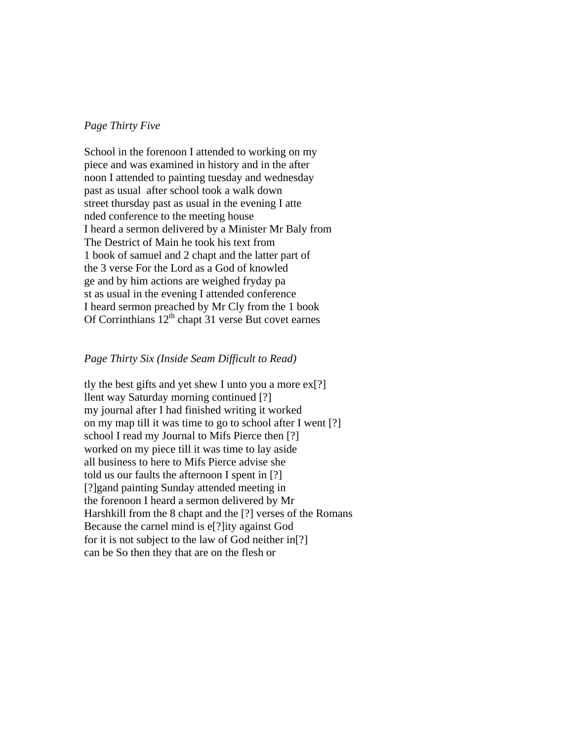*Page Thirty Five*

School in the forenoon I attended to working on my
piece and was examined in history and in the after
noon I attended to painting tuesday and wednesday
past as usual  after school took a walk down
street thursday past as usual in the evening I atte
nded conference to the meeting house
I heard a sermon delivered by a Minister Mr Baly from
The Destrict of Main he took his text from
1 book of samuel and 2 chapt and the latter part of
the 3 verse For the Lord as a God of knowled
ge and by him actions are weighed fryday pa
st as usual in the evening I attended conference
I heard sermon preached by Mr Cly from the 1 book
Of Corrinthians 12th chapt 31 verse But covet earnes

*Page Thirty Six (Inside Seam Difficult to Read)*

tly the best gifts and yet shew I unto you a more ex[?]
llent way Saturday morning continued [?]
my journal after I had finished writing it worked
on my map till it was time to go to school after I went [?]
school I read my Journal to Mifs Pierce then [?]
worked on my piece till it was time to lay aside
all business to here to Mifs Pierce advise she
told us our faults the afternoon I spent in [?]
[?]gand painting Sunday attended meeting in
the forenoon I heard a sermon delivered by Mr
Harshkill from the 8 chapt and the [?] verses of the Romans
Because the carnel mind is e[?]ity against God
for it is not subject to the law of God neither in[?]
can be So then they that are on the flesh or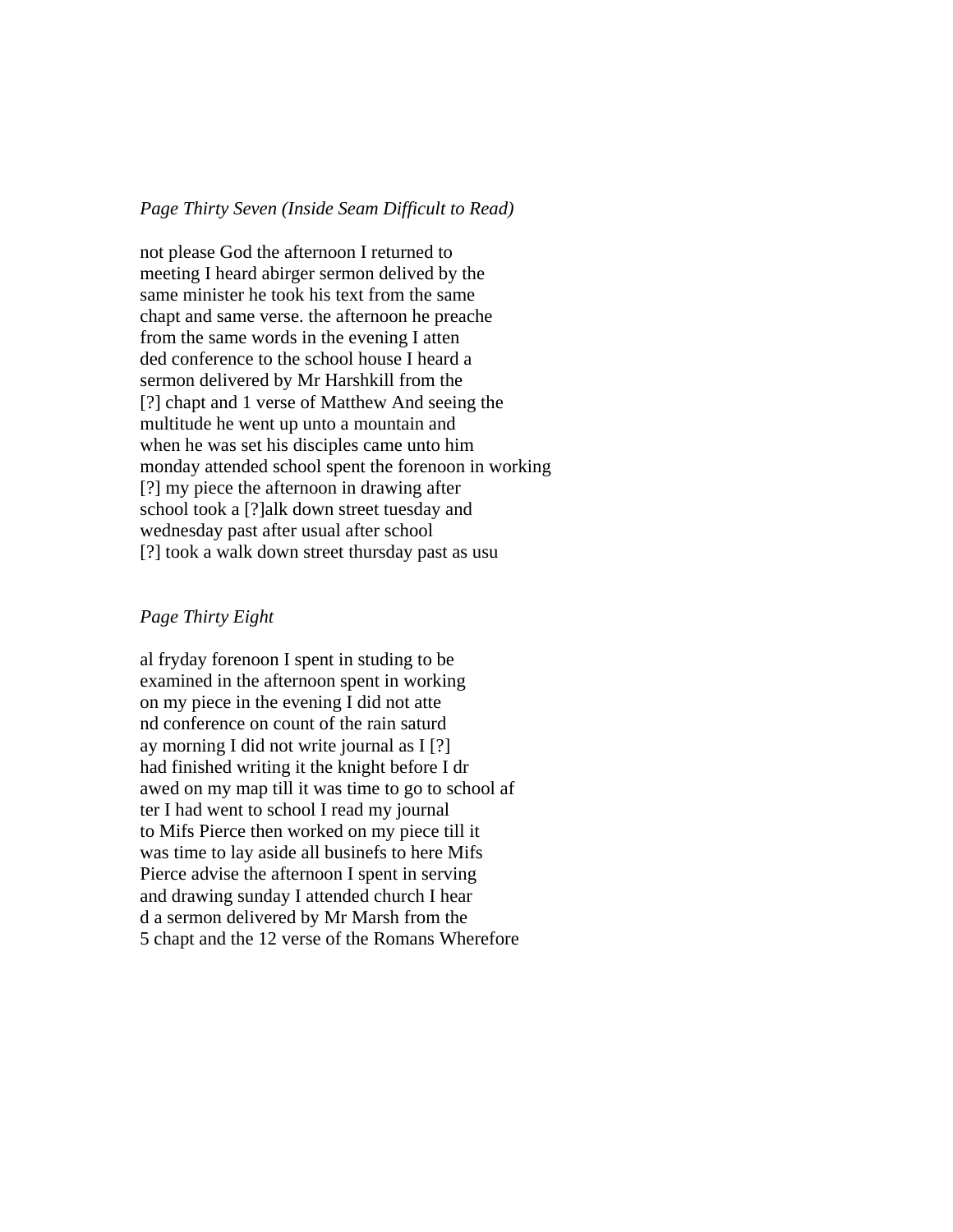*Page Thirty Seven (Inside Seam Difficult to Read)*

not please God the afternoon I returned to
meeting I heard abirger sermon delived by the
same minister he took his text from the same
chapt and same verse. the afternoon he preache
from the same words in the evening I atten
ded conference to the school house I heard a
sermon delivered by Mr Harshkill from the
[?] chapt and 1 verse of Matthew And seeing the
multitude he went up unto a mountain and
when he was set his disciples came unto him
monday attended school spent the forenoon in working
[?] my piece the afternoon in drawing after
school took a [?]alk down street tuesday and
wednesday past after usual after school
[?] took a walk down street thursday past as usu

*Page Thirty Eight*

al fryday forenoon I spent in studing to be
examined in the afternoon spent in working
on my piece in the evening I did not atte
nd conference on count of the rain saturd
ay morning I did not write journal as I [?]
had finished writing it the knight before I dr
awed on my map till it was time to go to school af
ter I had went to school I read my journal
to Mifs Pierce then worked on my piece till it
was time to lay aside all businefs to here Mifs
Pierce advise the afternoon I spent in serving
and drawing sunday I attended church I hear
d a sermon delivered by Mr Marsh from the
5 chapt and the 12 verse of the Romans Wherefore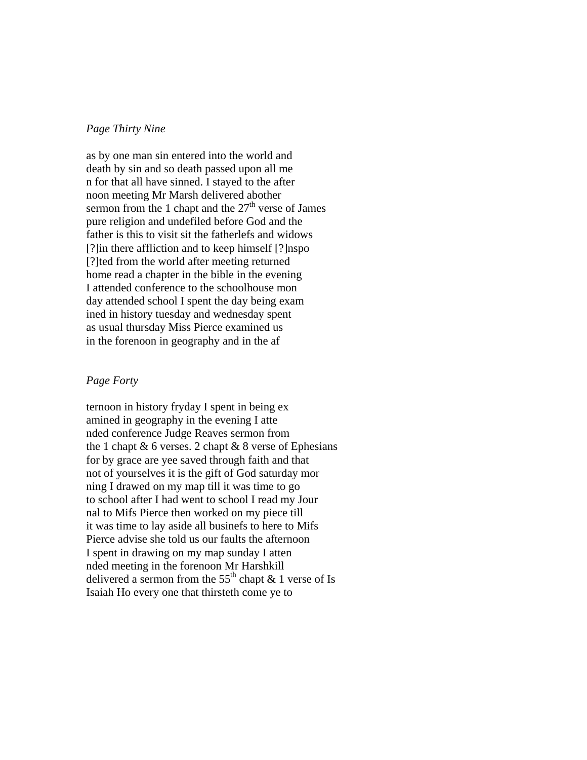*Page Thirty Nine*

as by one man sin entered into the world and
death by sin and so death passed upon all me
n for that all have sinned. I stayed to the after
noon meeting Mr Marsh delivered abother
sermon from the 1 chapt and the 27th verse of James
pure religion and undefiled before God and the
father is this to visit sit the fatherlefs and widows
[?]in there affliction and to keep himself [?]nspo
[?]ted from the world after meeting returned
home read a chapter in the bible in the evening
I attended conference to the schoolhouse mon
day attended school I spent the day being exam
ined in history tuesday and wednesday spent
as usual thursday Miss Pierce examined us
in the forenoon in geography and in the af

*Page Forty*

ternoon in history fryday I spent in being ex
amined in geography in the evening I atte
nded conference Judge Reaves sermon from
the 1 chapt & 6 verses. 2 chapt & 8 verse of Ephesians
for by grace are yee saved through faith and that
not of yourselves it is the gift of God saturday mor
ning I drawed on my map till it was time to go
to school after I had went to school I read my Jour
nal to Mifs Pierce then worked on my piece till
it was time to lay aside all businefs to here to Mifs
Pierce advise she told us our faults the afternoon
I spent in drawing on my map sunday I atten
nded meeting in the forenoon Mr Harshkill
delivered a sermon from the 55th chapt & 1 verse of Is
Isaiah Ho every one that thirsteth come ye to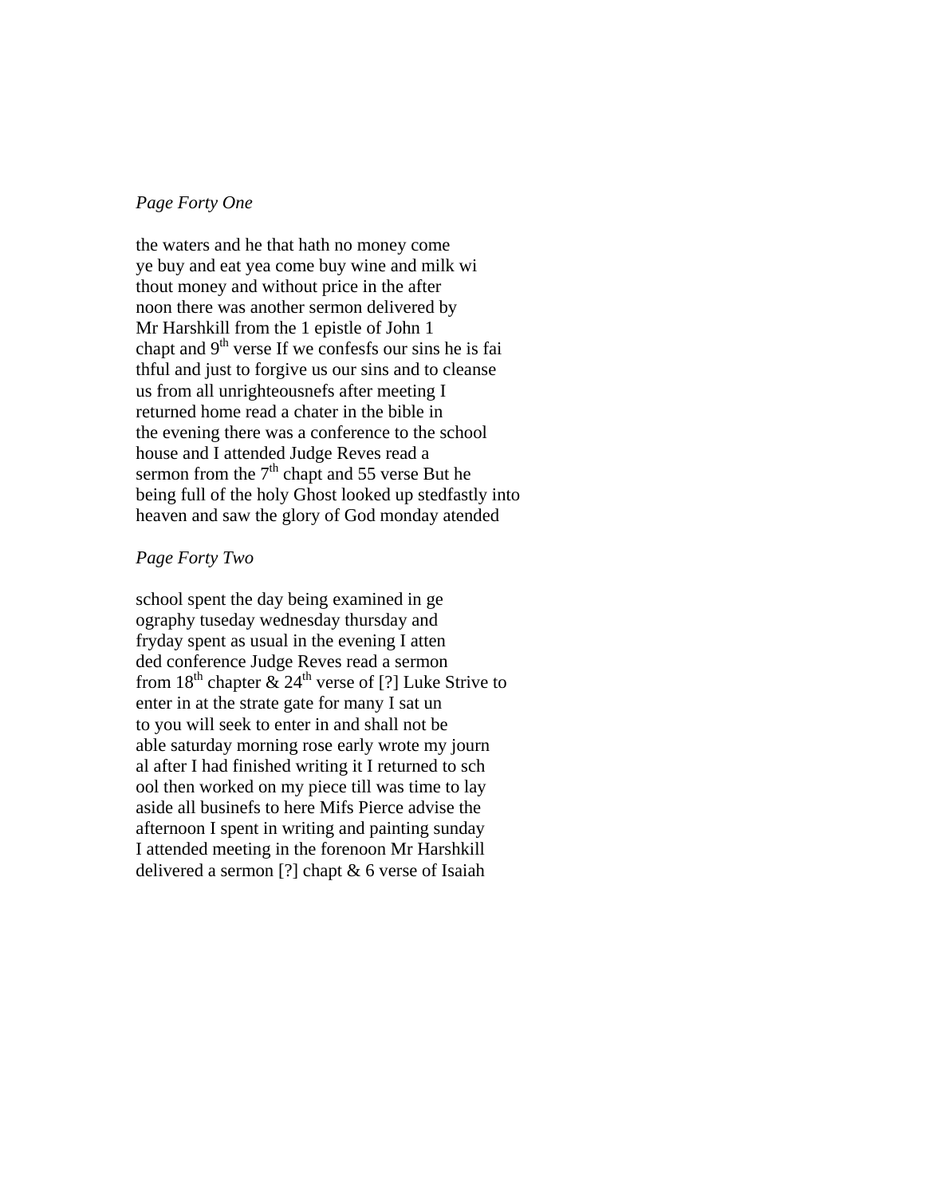*Page Forty One*

the waters and he that hath no money come
ye buy and eat yea come buy wine and milk wi
thout money and without price in the after
noon there was another sermon delivered by
Mr Harshkill from the 1 epistle of John 1
chapt and 9th verse If we confesfs our sins he is fai
thful and just to forgive us our sins and to cleanse
us from all unrighteousnefs after meeting I
returned home read a chater in the bible in
the evening there was a conference to the school
house and I attended Judge Reves read a
sermon from the 7th chapt and 55 verse But he
being full of the holy Ghost looked up stedfastly into
heaven and saw the glory of God monday atended

*Page Forty Two*

school spent the day being examined in ge
ography tuseday wednesday thursday and
fryday spent as usual in the evening I atten
ded conference Judge Reves read a sermon
from 18th chapter & 24th verse of [?] Luke Strive to
enter in at the strate gate for many I sat un
to you will seek to enter in and shall not be
able saturday morning rose early wrote my journ
al after I had finished writing it I returned to sch
ool then worked on my piece till was time to lay
aside all businefs to here Mifs Pierce advise the
afternoon I spent in writing and painting sunday
I attended meeting in the forenoon Mr Harshkill
delivered a sermon [?] chapt & 6 verse of Isaiah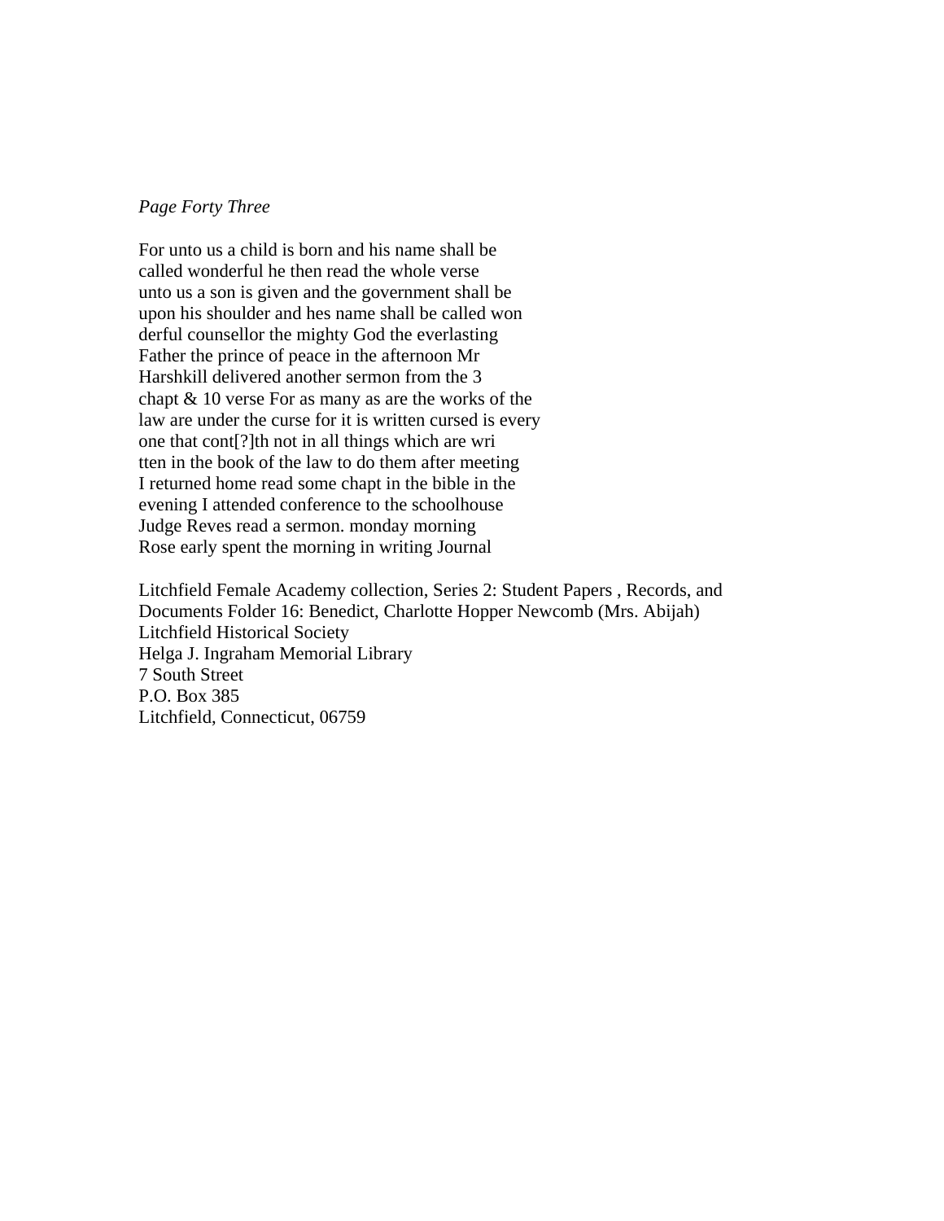*Page Forty Three*

For unto us a child is born and his name shall be
called wonderful he then read the whole verse
unto us a son is given and the government shall be
upon his shoulder and hes name shall be called won
derful counsellor the mighty God the everlasting
Father the prince of peace in the afternoon Mr
Harshkill delivered another sermon from the 3
chapt & 10 verse For as many as are the works of the
law are under the curse for it is written cursed is every
one that cont[?]th not in all things which are wri
tten in the book of the law to do them after meeting
I returned home read some chapt in the bible in the
evening I attended conference to the schoolhouse
Judge Reves read a sermon. monday morning
Rose early spent the morning in writing Journal

Litchfield Female Academy collection, Series 2: Student Papers , Records, and
Documents Folder 16: Benedict, Charlotte Hopper Newcomb (Mrs. Abijah)
Litchfield Historical Society
Helga J. Ingraham Memorial Library
7 South Street
P.O. Box 385
Litchfield, Connecticut, 06759